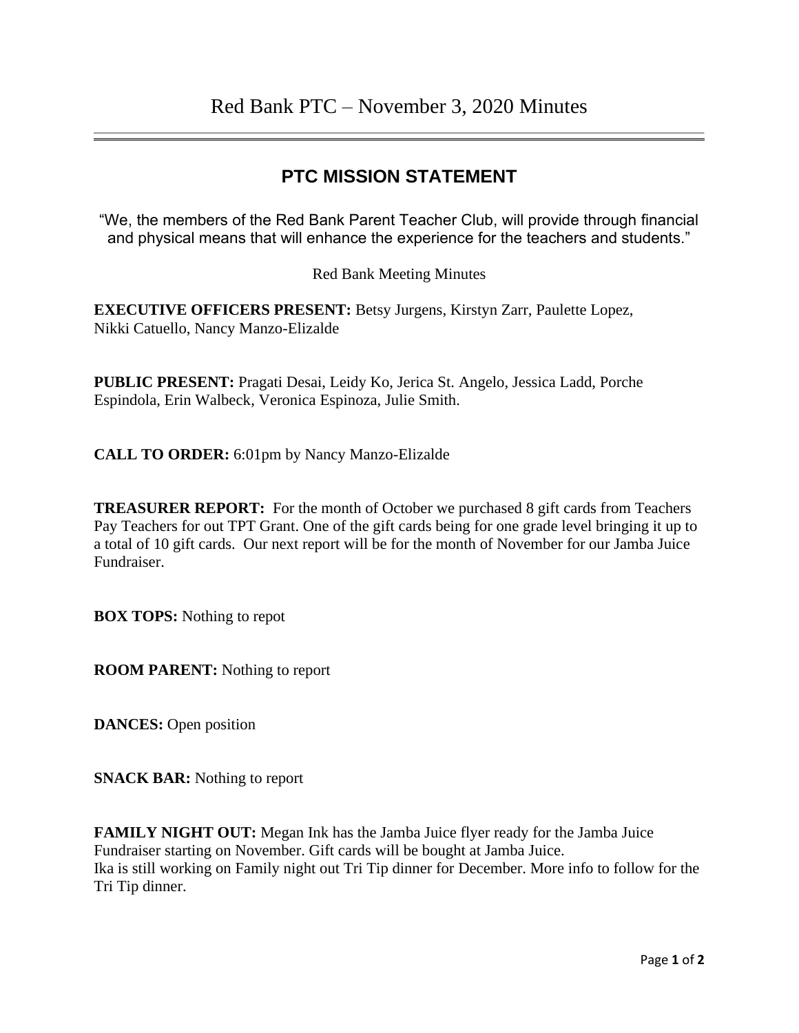# Red Bank PTC – November 3, 2020 Minutes

## PTC MISSION STATEMENT

"We, the members of the Red Bank Parent Teacher Club, will provide through financial and physical means that will enhance the experience for the teachers and students."

Red Bank Meeting Minutes

**EXECUTIVE OFFICERS PRESENT:** Betsy Jurgens, Kirstyn Zarr, Paulette Lopez, Nikki Catuello, Nancy Manzo-Elizalde

**PUBLIC PRESENT:** Pragati Desai, Leidy Ko, Jerica St. Angelo, Jessica Ladd, Porche Espindola, Erin Walbeck, Veronica Espinoza, Julie Smith.

**CALL TO ORDER:** 6:01pm by Nancy Manzo-Elizalde

**TREASURER REPORT:** For the month of October we purchased 8 gift cards from Teachers Pay Teachers for out TPT Grant. One of the gift cards being for one grade level bringing it up to a total of 10 gift cards. Our next report will be for the month of November for our Jamba Juice Fundraiser.

**BOX TOPS:** Nothing to repot

**ROOM PARENT:** Nothing to report

**DANCES:** Open position

**SNACK BAR:** Nothing to report

**FAMILY NIGHT OUT:** Megan Ink has the Jamba Juice flyer ready for the Jamba Juice Fundraiser starting on November. Gift cards will be bought at Jamba Juice.
Ika is still working on Family night out Tri Tip dinner for December. More info to follow for the Tri Tip dinner.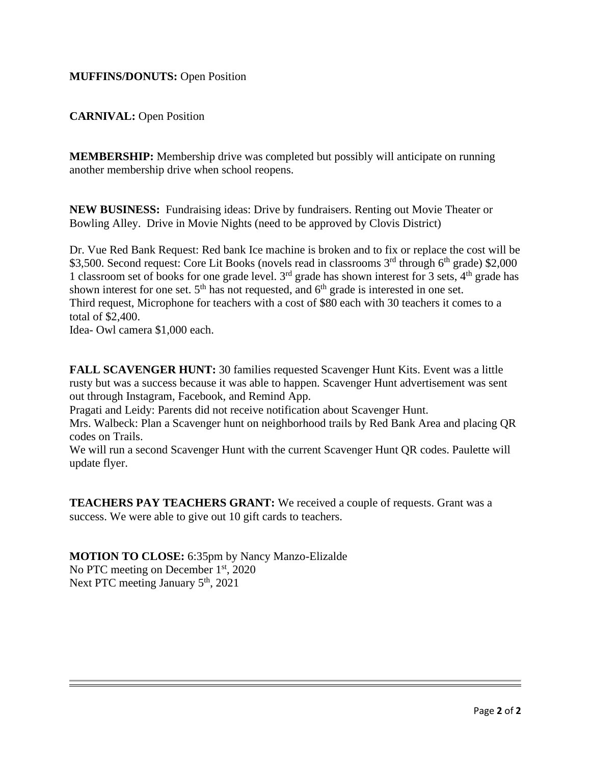**MUFFINS/DONUTS:** Open Position

**CARNIVAL:** Open Position

**MEMBERSHIP:** Membership drive was completed but possibly will anticipate on running another membership drive when school reopens.

**NEW BUSINESS:** Fundraising ideas: Drive by fundraisers. Renting out Movie Theater or Bowling Alley. Drive in Movie Nights (need to be approved by Clovis District)

Dr. Vue Red Bank Request: Red bank Ice machine is broken and to fix or replace the cost will be $3,500. Second request: Core Lit Books (novels read in classrooms 3rd through 6th grade) $2,000 1 classroom set of books for one grade level. 3rd grade has shown interest for 3 sets, 4th grade has shown interest for one set. 5th has not requested, and 6th grade is interested in one set.
Third request, Microphone for teachers with a cost of $80 each with 30 teachers it comes to a total of $2,400.
Idea- Owl camera $1,000 each.

**FALL SCAVENGER HUNT:** 30 families requested Scavenger Hunt Kits. Event was a little rusty but was a success because it was able to happen. Scavenger Hunt advertisement was sent out through Instagram, Facebook, and Remind App.
Pragati and Leidy: Parents did not receive notification about Scavenger Hunt.
Mrs. Walbeck: Plan a Scavenger hunt on neighborhood trails by Red Bank Area and placing QR codes on Trails.
We will run a second Scavenger Hunt with the current Scavenger Hunt QR codes. Paulette will update flyer.

**TEACHERS PAY TEACHERS GRANT:** We received a couple of requests. Grant was a success. We were able to give out 10 gift cards to teachers.

**MOTION TO CLOSE:** 6:35pm by Nancy Manzo-Elizalde
No PTC meeting on December 1st, 2020
Next PTC meeting January 5th, 2021